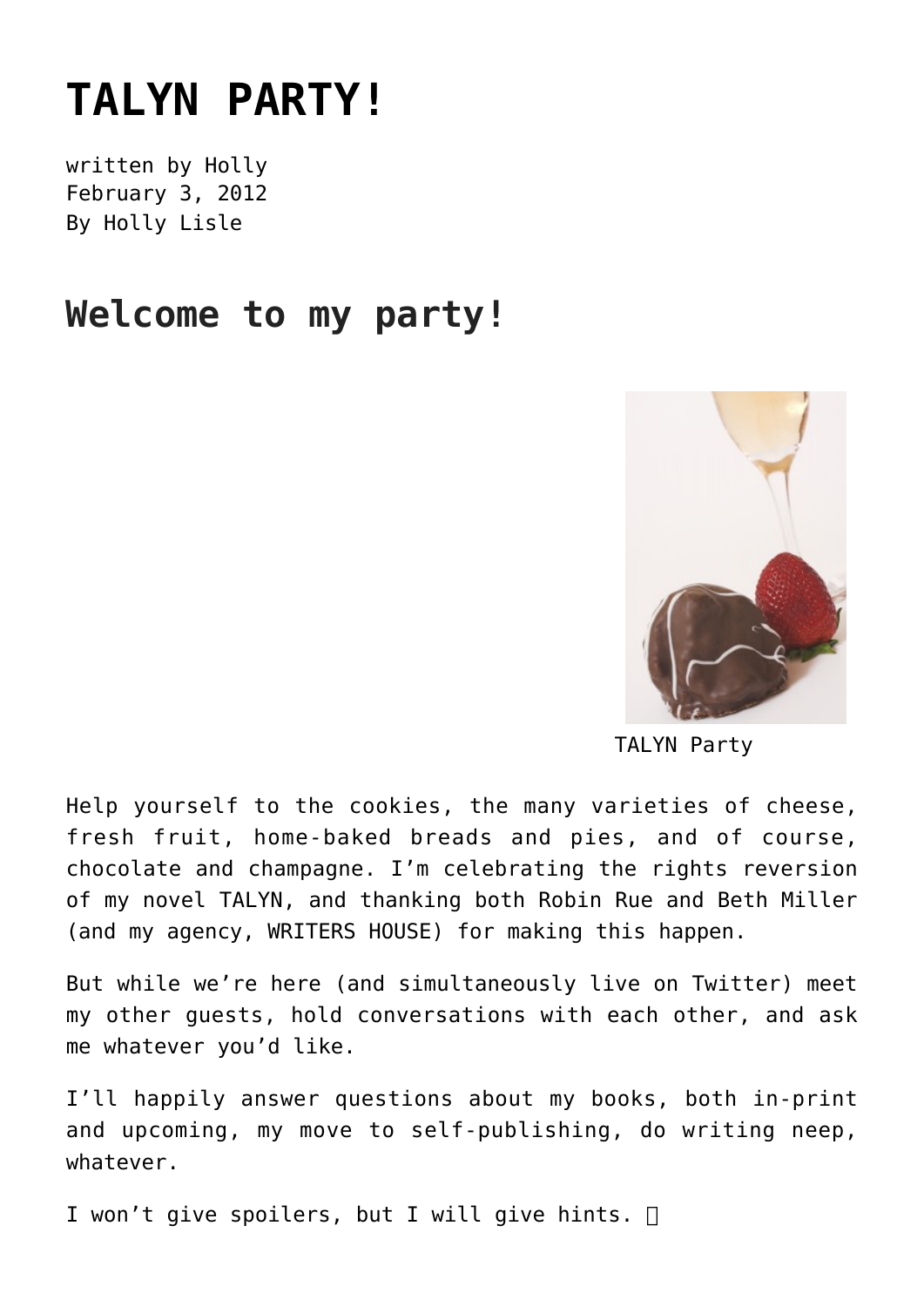# TALYN PARTY!

written by Holly
February 3, 2012
By Holly Lisle

## Welcome to my party!

TALYN Party

Help yourself to the cookies, the many varieties of cheese, fresh fruit, home-baked breads and pies, and of course, chocolate and champagne. I'm celebrating the rights reversion of my novel TALYN, and thanking both Robin Rue and Beth Miller (and my agency, WRITERS HOUSE) for making this happen.

But while we're here (and simultaneously live on Twitter) meet my other guests, hold conversations with each other, and ask me whatever you'd like.

I'll happily answer questions about my books, both in-print and upcoming, my move to self-publishing, do writing neep, whatever.

I won't give spoilers, but I will give hints.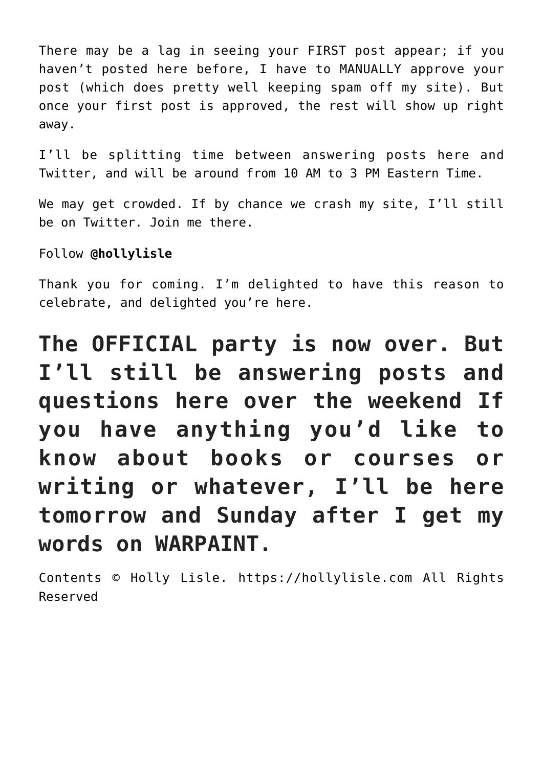There may be a lag in seeing your FIRST post appear; if you haven't posted here before, I have to MANUALLY approve your post (which does pretty well keeping spam off my site). But once your first post is approved, the rest will show up right away.

I'll be splitting time between answering posts here and Twitter, and will be around from 10 AM to 3 PM Eastern Time.

We may get crowded. If by chance we crash my site, I'll still be on Twitter. Join me there.

Follow **@hollylisle**

Thank you for coming. I'm delighted to have this reason to celebrate, and delighted you're here.

## The OFFICIAL party is now over. But I'll still be answering posts and questions here over the weekend If you have anything you'd like to know about books or courses or writing or whatever, I'll be here tomorrow and Sunday after I get my words on WARPAINT.

Contents © Holly Lisle. https://hollylisle.com All Rights Reserved